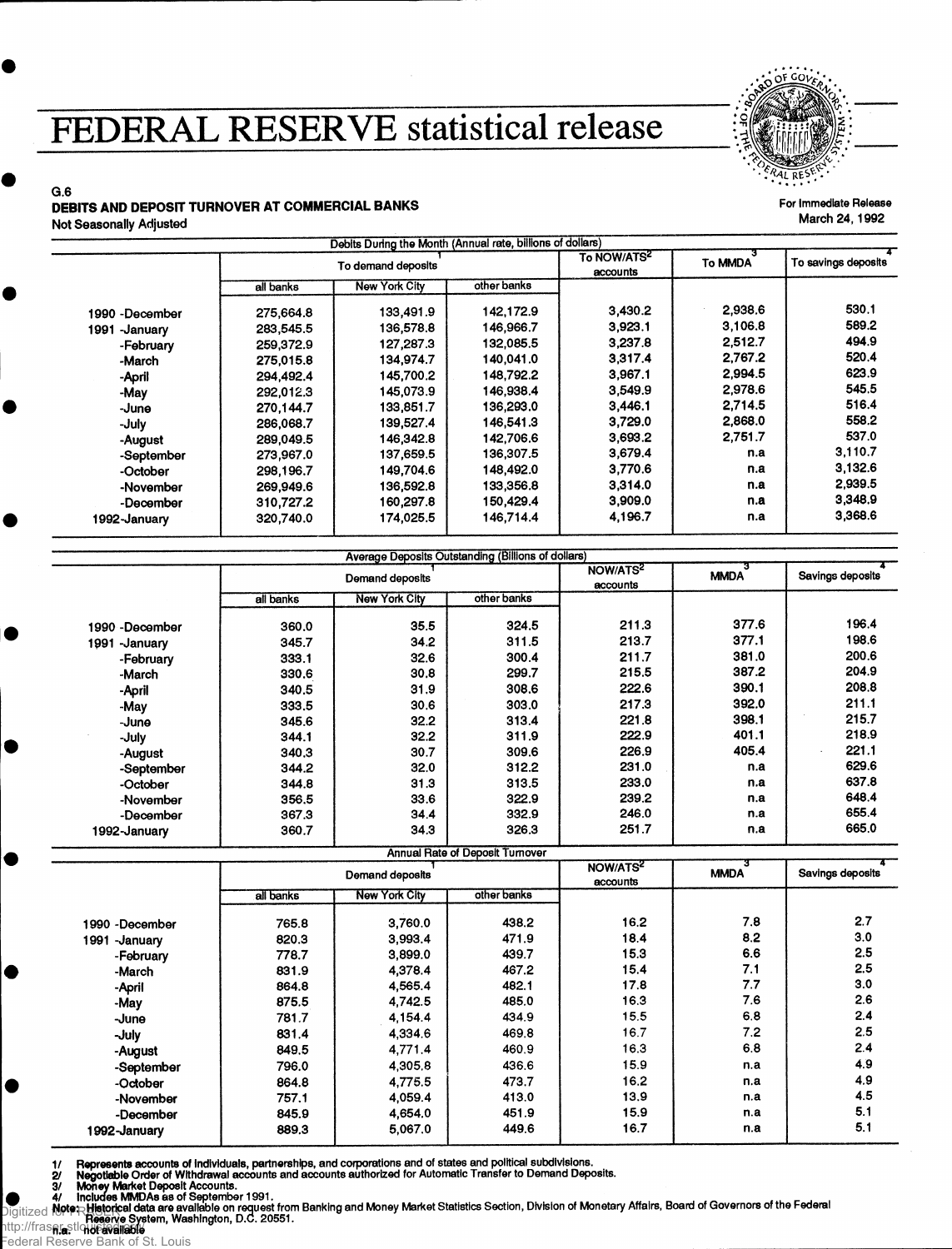# FEDERAL RESERVE statistical release

G.6

**DEBITS AND DEPOSIT TURNOVER AT COMMERCIAL BANKS**

Not Seasonally Adjusted

For Immediate Release
March 24, 1992

**Debits During the Month (Annual rate, billions of dollars)**

| | To demand deposits[1] | | | To NOW/ATS[2] accounts | To MMDA[3] | To savings deposits[4] |
|---|---|---|---|---|---|---|
| | all banks | New York City | other banks | | | |
| 1990 -December | 275,664.8 | 133,491.9 | 142,172.9 | 3,430.2 | 2,938.6 | 530.1 |
| 1991 -January | 283,545.5 | 136,578.8 | 146,966.7 | 3,923.1 | 3,106.8 | 589.2 |
| -February | 259,372.9 | 127,287.3 | 132,085.5 | 3,237.8 | 2,512.7 | 494.9 |
| -March | 275,015.8 | 134,974.7 | 140,041.0 | 3,317.4 | 2,767.2 | 520.4 |
| -April | 294,492.4 | 145,700.2 | 148,792.2 | 3,967.1 | 2,994.5 | 623.9 |
| -May | 292,012.3 | 145,073.9 | 146,938.4 | 3,549.9 | 2,978.6 | 545.5 |
| -June | 270,144.7 | 133,851.7 | 136,293.0 | 3,446.1 | 2,714.5 | 516.4 |
| -July | 286,068.7 | 139,527.4 | 146,541.3 | 3,729.0 | 2,868.0 | 558.2 |
| -August | 289,049.5 | 146,342.8 | 142,706.6 | 3,693.2 | 2,751.7 | 537.0 |
| -September | 273,967.0 | 137,659.5 | 136,307.5 | 3,679.4 | n.a | 3,110.7 |
| -October | 298,196.7 | 149,704.6 | 148,492.0 | 3,770.6 | n.a | 3,132.6 |
| -November | 269,949.6 | 136,592.8 | 133,356.8 | 3,314.0 | n.a | 2,939.5 |
| -December | 310,727.2 | 160,297.8 | 150,429.4 | 3,909.0 | n.a | 3,348.9 |
| 1992-January | 320,740.0 | 174,025.5 | 146,714.4 | 4,196.7 | n.a | 3,368.6 |

**Average Deposits Outstanding (Billions of dollars)**

| | Demand deposits[1] | | | NOW/ATS[2] accounts | MMDA[3] | Savings deposits[4] |
|---|---|---|---|---|---|---|
| | all banks | New York City | other banks | | | |
| 1990 -December | 360.0 | 35.5 | 324.5 | 211.3 | 377.6 | 196.4 |
| 1991 -January | 345.7 | 34.2 | 311.5 | 213.7 | 377.1 | 198.6 |
| -February | 333.1 | 32.6 | 300.4 | 211.7 | 381.0 | 200.6 |
| -March | 330.6 | 30.8 | 299.7 | 215.5 | 387.2 | 204.9 |
| -April | 340.5 | 31.9 | 308.6 | 222.6 | 390.1 | 208.8 |
| -May | 333.5 | 30.6 | 303.0 | 217.3 | 392.0 | 211.1 |
| -June | 345.6 | 32.2 | 313.4 | 221.8 | 398.1 | 215.7 |
| -July | 344.1 | 32.2 | 311.9 | 222.9 | 401.1 | 218.9 |
| -August | 340.3 | 30.7 | 309.6 | 226.9 | 405.4 | 221.1 |
| -September | 344.2 | 32.0 | 312.2 | 231.0 | n.a | 629.6 |
| -October | 344.8 | 31.3 | 313.5 | 233.0 | n.a | 637.8 |
| -November | 356.5 | 33.6 | 322.9 | 239.2 | n.a | 648.4 |
| -December | 367.3 | 34.4 | 332.9 | 246.0 | n.a | 655.4 |
| 1992-January | 360.7 | 34.3 | 326.3 | 251.7 | n.a | 665.0 |

**Annual Rate of Deposit Turnover**

| | Demand deposits[1] | | | NOW/ATS[2] accounts | MMDA[3] | Savings deposits[4] |
|---|---|---|---|---|---|---|
| | all banks | New York City | other banks | | | |
| 1990 -December | 765.8 | 3,760.0 | 438.2 | 16.2 | 7.8 | 2.7 |
| 1991 -January | 820.3 | 3,993.4 | 471.9 | 18.4 | 8.2 | 3.0 |
| -February | 778.7 | 3,899.0 | 439.7 | 15.3 | 6.6 | 2.5 |
| -March | 831.9 | 4,378.4 | 467.2 | 15.4 | 7.1 | 2.5 |
| -April | 864.8 | 4,565.4 | 482.1 | 17.8 | 7.7 | 3.0 |
| -May | 875.5 | 4,742.5 | 485.0 | 16.3 | 7.6 | 2.6 |
| -June | 781.7 | 4,154.4 | 434.9 | 15.5 | 6.8 | 2.4 |
| -July | 831.4 | 4,334.6 | 469.8 | 16.7 | 7.2 | 2.5 |
| -August | 849.5 | 4,771.4 | 460.9 | 16.3 | 6.8 | 2.4 |
| -September | 796.0 | 4,305.8 | 436.6 | 15.9 | n.a | 4.9 |
| -October | 864.8 | 4,775.5 | 473.7 | 16.2 | n.a | 4.9 |
| -November | 757.1 | 4,059.4 | 413.0 | 13.9 | n.a | 4.5 |
| -December | 845.9 | 4,654.0 | 451.9 | 15.9 | n.a | 5.1 |
| 1992-January | 889.3 | 5,067.0 | 449.6 | 16.7 | n.a | 5.1 |

1/ Represents accounts of individuals, partnerships, and corporations and of states and political subdivisions.
2/ Negotiable Order of Withdrawal accounts and accounts authorized for Automatic Transfer to Demand Deposits.
3/ Money Market Deposit Accounts.
4/ Includes MMDAs as of September 1991.
Note: Historical data are available on request from Banking and Money Market Statistics Section, Division of Monetary Affairs, Board of Governors of the Federal Reserve System, Washington, D.C. 20551.
n.a. not available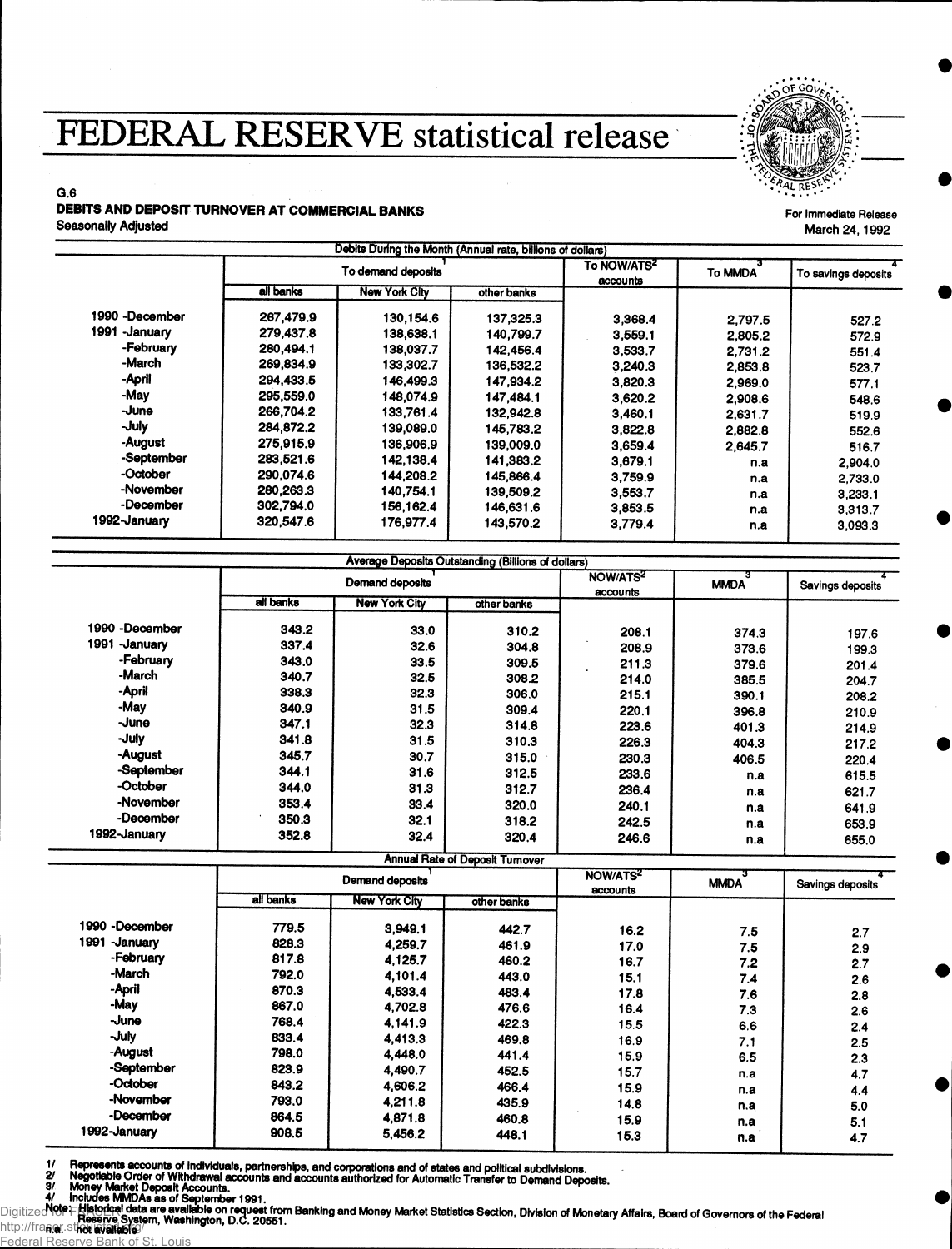# FEDERAL RESERVE statistical release

G.6

**DEBITS AND DEPOSIT TURNOVER AT COMMERCIAL BANKS**

Seasonally Adjusted

For Immediate Release
March 24, 1992

Debits During the Month (Annual rate, billions of dollars)

| | To demand deposits[1] | | | To NOW/ATS[2] accounts | To MMDA[3] | To savings deposits[4] |
|---|---|---|---|---|---|---|
| | all banks | New York City | other banks | | | |
| 1990 -December | 267,479.9 | 130,154.6 | 137,325.3 | 3,368.4 | 2,797.5 | 527.2 |
| 1991 -January | 279,437.8 | 138,638.1 | 140,799.7 | 3,559.1 | 2,805.2 | 572.9 |
| -February | 280,494.1 | 138,037.7 | 142,456.4 | 3,533.7 | 2,731.2 | 551.4 |
| -March | 269,834.9 | 133,302.7 | 136,532.2 | 3,240.3 | 2,853.8 | 523.7 |
| -April | 294,433.5 | 146,499.3 | 147,934.2 | 3,820.3 | 2,969.0 | 577.1 |
| -May | 295,559.0 | 148,074.9 | 147,484.1 | 3,620.2 | 2,908.6 | 548.6 |
| -June | 266,704.2 | 133,761.4 | 132,942.8 | 3,460.1 | 2,631.7 | 519.9 |
| -July | 284,872.2 | 139,089.0 | 145,783.2 | 3,822.8 | 2,882.8 | 552.6 |
| -August | 275,915.9 | 136,906.9 | 139,009.0 | 3,659.4 | 2,645.7 | 516.7 |
| -September | 283,521.6 | 142,138.4 | 141,383.2 | 3,679.1 | n.a | 2,904.0 |
| -October | 290,074.6 | 144,208.2 | 145,866.4 | 3,759.9 | n.a | 2,733.0 |
| -November | 280,263.3 | 140,754.1 | 139,509.2 | 3,553.7 | n.a | 3,233.1 |
| -December | 302,794.0 | 156,162.4 | 146,631.6 | 3,853.5 | n.a | 3,313.7 |
| 1992-January | 320,547.6 | 176,977.4 | 143,570.2 | 3,779.4 | n.a | 3,093.3 |

Average Deposits Outstanding (Billions of dollars)

| | Demand deposits[1] | | | NOW/ATS[2] accounts | MMDA[3] | Savings deposits[4] |
|---|---|---|---|---|---|---|
| | all banks | New York City | other banks | | | |
| 1990 -December | 343.2 | 33.0 | 310.2 | 208.1 | 374.3 | 197.6 |
| 1991 -January | 337.4 | 32.6 | 304.8 | 208.9 | 373.6 | 199.3 |
| -February | 343.0 | 33.5 | 309.5 | 211.3 | 379.6 | 201.4 |
| -March | 340.7 | 32.5 | 308.2 | 214.0 | 385.5 | 204.7 |
| -April | 338.3 | 32.3 | 306.0 | 215.1 | 390.1 | 208.2 |
| -May | 340.9 | 31.5 | 309.4 | 220.1 | 396.8 | 210.9 |
| -June | 347.1 | 32.3 | 314.8 | 223.6 | 401.3 | 214.9 |
| -July | 341.8 | 31.5 | 310.3 | 226.3 | 404.3 | 217.2 |
| -August | 345.7 | 30.7 | 315.0 | 230.3 | 406.5 | 220.4 |
| -September | 344.1 | 31.6 | 312.5 | 233.6 | n.a | 615.5 |
| -October | 344.0 | 31.3 | 312.7 | 236.4 | n.a | 621.7 |
| -November | 353.4 | 33.4 | 320.0 | 240.1 | n.a | 641.9 |
| -December | 350.3 | 32.1 | 318.2 | 242.5 | n.a | 653.9 |
| 1992-January | 352.8 | 32.4 | 320.4 | 246.6 | n.a | 655.0 |

Annual Rate of Deposit Turnover

| | Demand deposits[1] | | | NOW/ATS[2] accounts | MMDA[3] | Savings deposits[4] |
|---|---|---|---|---|---|---|
| | all banks | New York City | other banks | | | |
| 1990 -December | 779.5 | 3,949.1 | 442.7 | 16.2 | 7.5 | 2.7 |
| 1991 -January | 828.3 | 4,259.7 | 461.9 | 17.0 | 7.5 | 2.9 |
| -February | 817.8 | 4,125.7 | 460.2 | 16.7 | 7.2 | 2.7 |
| -March | 792.0 | 4,101.4 | 443.0 | 15.1 | 7.4 | 2.6 |
| -April | 870.3 | 4,533.4 | 483.4 | 17.8 | 7.6 | 2.8 |
| -May | 867.0 | 4,702.8 | 476.6 | 16.4 | 7.3 | 2.6 |
| -June | 768.4 | 4,141.9 | 422.3 | 15.5 | 6.6 | 2.4 |
| -July | 833.4 | 4,413.3 | 469.8 | 16.9 | 7.1 | 2.5 |
| -August | 798.0 | 4,448.0 | 441.4 | 15.9 | 6.5 | 2.3 |
| -September | 823.9 | 4,490.7 | 452.5 | 15.7 | n.a | 4.7 |
| -October | 843.2 | 4,606.2 | 466.4 | 15.9 | n.a | 4.4 |
| -November | 793.0 | 4,211.8 | 435.9 | 14.8 | n.a | 5.0 |
| -December | 864.5 | 4,871.8 | 460.8 | 15.9 | n.a | 5.1 |
| 1992-January | 908.5 | 5,456.2 | 448.1 | 15.3 | n.a | 4.7 |

1/ Represents accounts of individuals, partnerships, and corporations and of states and political subdivisions.
2/ Negotiable Order of Withdrawal accounts and accounts authorized for Automatic Transfer to Demand Deposits.
3/ Money Market Deposit Accounts.
4/ Includes MMDAs as of September 1991.
Note: Historical data are available on request from Banking and Money Market Statistics Section, Division of Monetary Affairs, Board of Governors of the Federal Reserve System, Washington, D.C. 20551.
n.a. not available